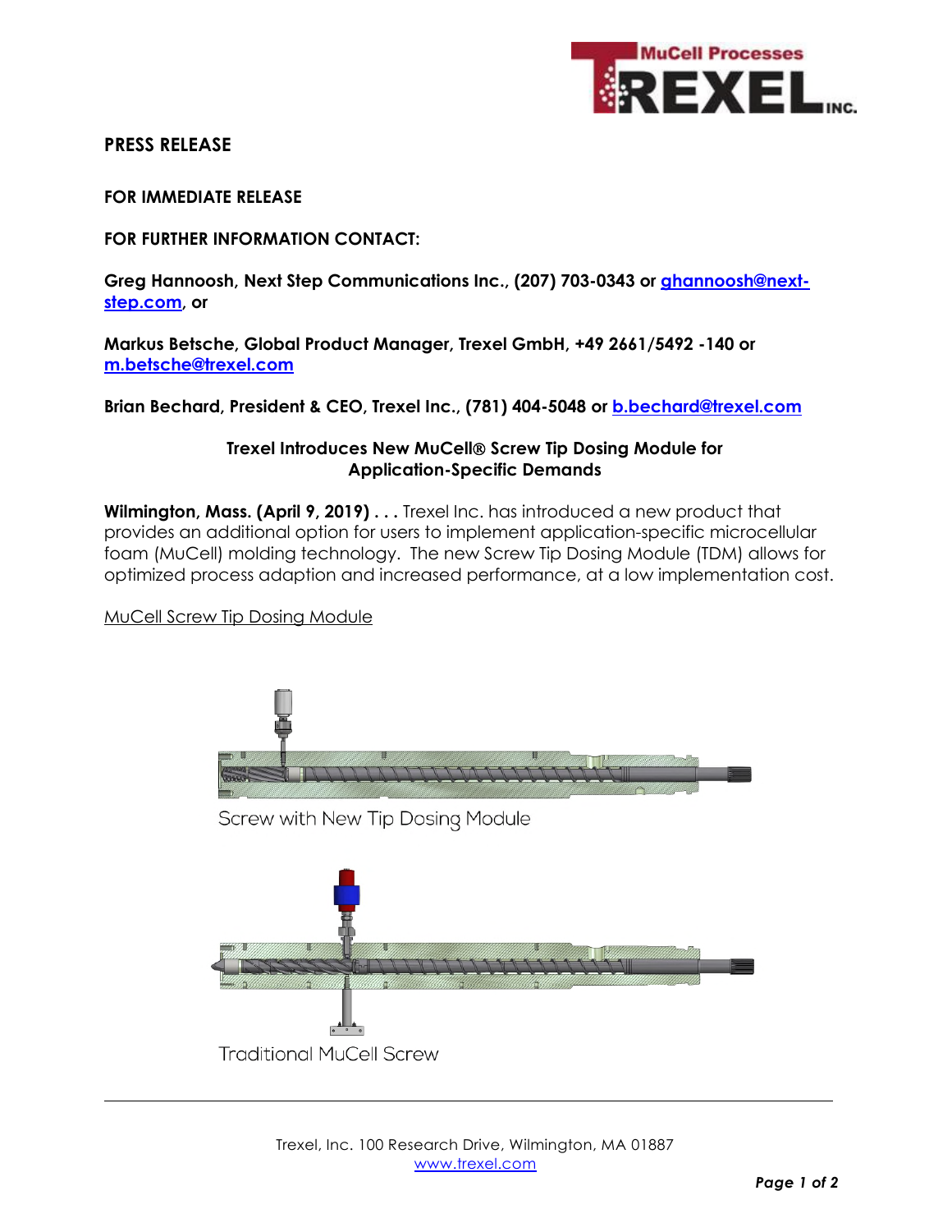**PRESS RELEASE**

**FOR IMMEDIATE RELEASE**

**FOR FURTHER INFORMATION CONTACT:**

**Greg Hannoosh, Next Step Communications Inc., (207) 703-0343 or [ghannoosh@next-step.com](mailto:ghannoosh@next-step.com), or**

**Markus Betsche, Global Product Manager, Trexel GmbH, +49 2661/5492 -140 or [m.betsche@trexel.com](mailto:m.betsche@trexel.com)**

**Brian Bechard, President & CEO, Trexel Inc., (781) 404-5048 or [b.bechard@trexel.com](mailto:b.bechard@trexel.com)**

## Trexel Introduces New MuCell® Screw Tip Dosing Module for Application-Specific Demands

**Wilmington, Mass. (April 9, 2019) . . .** Trexel Inc. has introduced a new product that provides an additional option for users to implement application-specific microcellular foam (MuCell) molding technology. The new Screw Tip Dosing Module (TDM) allows for optimized process adaption and increased performance, at a low implementation cost.

MuCell Screw Tip Dosing Module

Screw with New Tip Dosing Module

Traditional MuCell Screw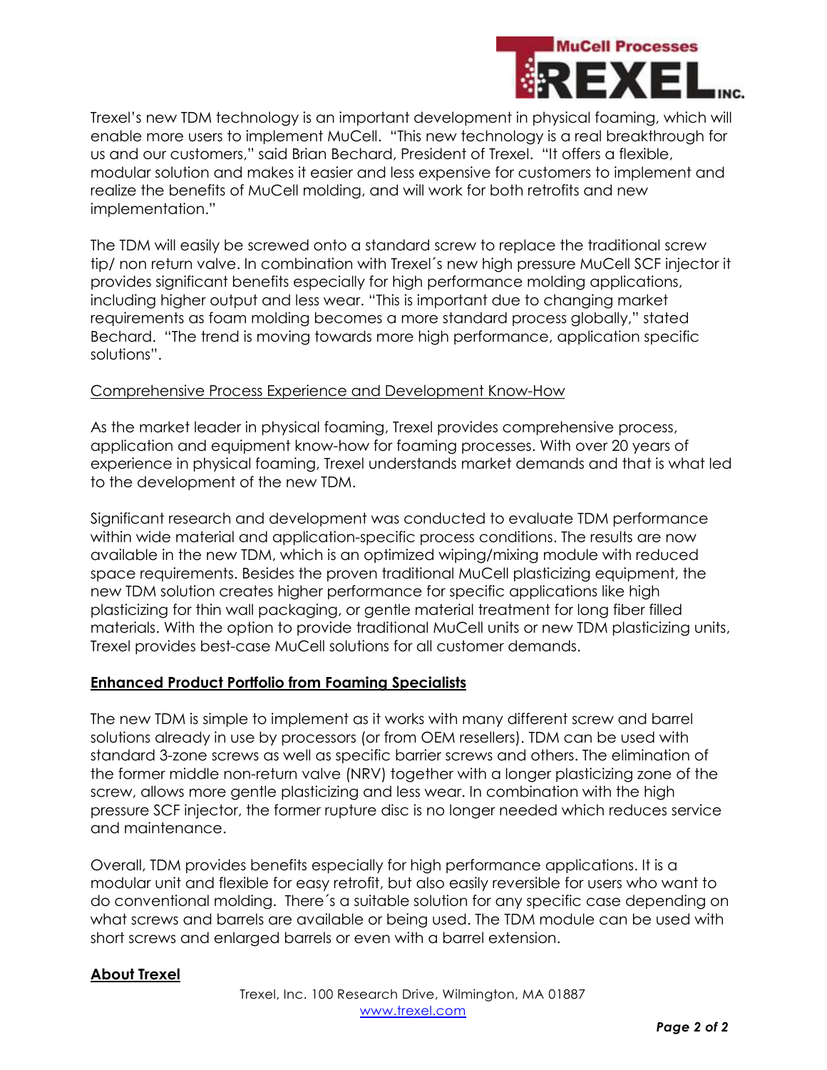Trexel's new TDM technology is an important development in physical foaming, which will enable more users to implement MuCell. "This new technology is a real breakthrough for us and our customers," said Brian Bechard, President of Trexel. "It offers a flexible, modular solution and makes it easier and less expensive for customers to implement and realize the benefits of MuCell molding, and will work for both retrofits and new implementation."

The TDM will easily be screwed onto a standard screw to replace the traditional screw tip/ non return valve. In combination with Trexel´s new high pressure MuCell SCF injector it provides significant benefits especially for high performance molding applications, including higher output and less wear. "This is important due to changing market requirements as foam molding becomes a more standard process globally," stated Bechard. "The trend is moving towards more high performance, application specific solutions".

Comprehensive Process Experience and Development Know-How

As the market leader in physical foaming, Trexel provides comprehensive process, application and equipment know-how for foaming processes. With over 20 years of experience in physical foaming, Trexel understands market demands and that is what led to the development of the new TDM.

Significant research and development was conducted to evaluate TDM performance within wide material and application-specific process conditions. The results are now available in the new TDM, which is an optimized wiping/mixing module with reduced space requirements. Besides the proven traditional MuCell plasticizing equipment, the new TDM solution creates higher performance for specific applications like high plasticizing for thin wall packaging, or gentle material treatment for long fiber filled materials. With the option to provide traditional MuCell units or new TDM plasticizing units, Trexel provides best-case MuCell solutions for all customer demands.

## Enhanced Product Portfolio from Foaming Specialists

The new TDM is simple to implement as it works with many different screw and barrel solutions already in use by processors (or from OEM resellers). TDM can be used with standard 3-zone screws as well as specific barrier screws and others. The elimination of the former middle non-return valve (NRV) together with a longer plasticizing zone of the screw, allows more gentle plasticizing and less wear. In combination with the high pressure SCF injector, the former rupture disc is no longer needed which reduces service and maintenance.

Overall, TDM provides benefits especially for high performance applications. It is a modular unit and flexible for easy retrofit, but also easily reversible for users who want to do conventional molding. There´s a suitable solution for any specific case depending on what screws and barrels are available or being used. The TDM module can be used with short screws and enlarged barrels or even with a barrel extension.

## About Trexel

Trexel, Inc. 100 Research Drive, Wilmington, MA 01887
www.trexel.com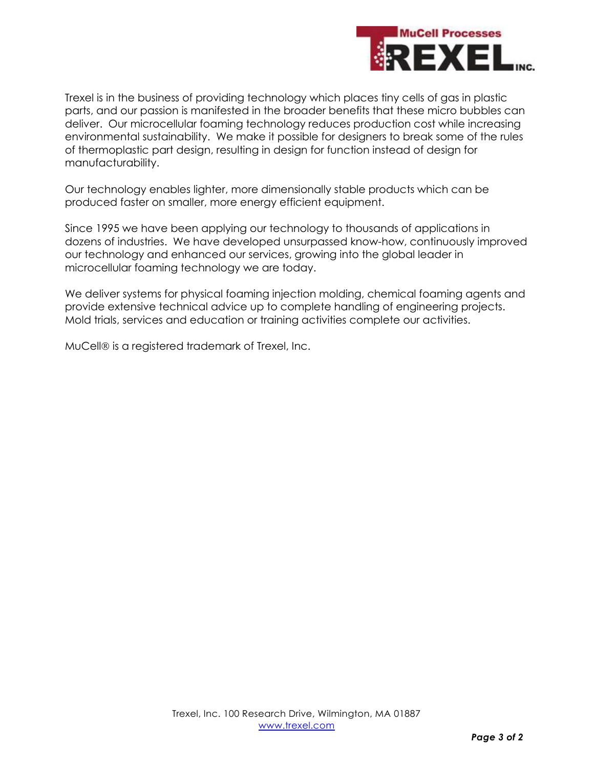Trexel is in the business of providing technology which places tiny cells of gas in plastic parts, and our passion is manifested in the broader benefits that these micro bubbles can deliver. Our microcellular foaming technology reduces production cost while increasing environmental sustainability. We make it possible for designers to break some of the rules of thermoplastic part design, resulting in design for function instead of design for manufacturability.

Our technology enables lighter, more dimensionally stable products which can be produced faster on smaller, more energy efficient equipment.

Since 1995 we have been applying our technology to thousands of applications in dozens of industries. We have developed unsurpassed know-how, continuously improved our technology and enhanced our services, growing into the global leader in microcellular foaming technology we are today.

We deliver systems for physical foaming injection molding, chemical foaming agents and provide extensive technical advice up to complete handling of engineering projects. Mold trials, services and education or training activities complete our activities.

MuCell® is a registered trademark of Trexel, Inc.